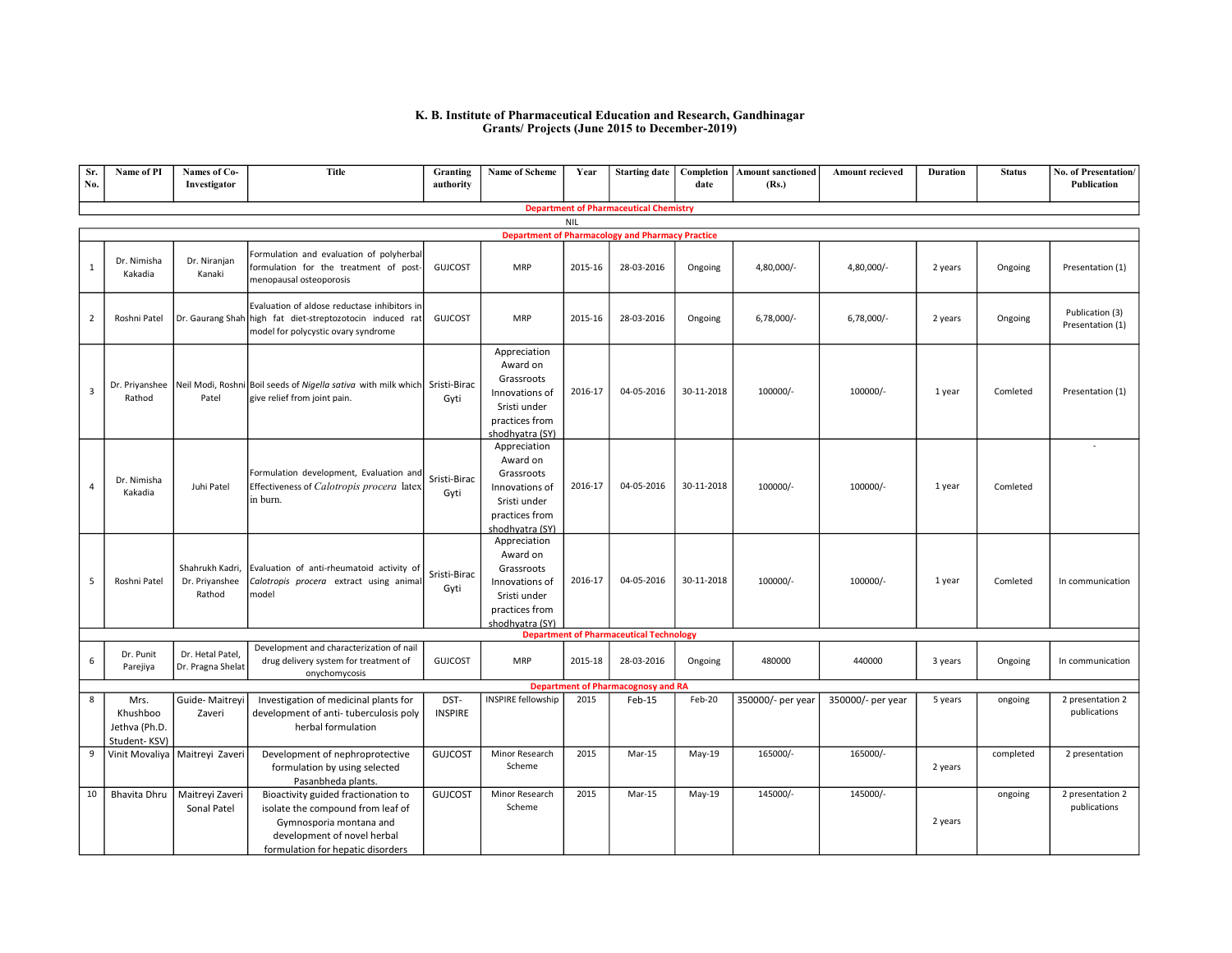# K. B. Institute of Pharmaceutical Education and Research, Gandhinagar
## Grants/ Projects (June 2015 to December-2019)

| Sr. No. | Name of PI | Names of Co-Investigator | Title | Granting authority | Name of Scheme | Year | Starting date | Completion date | Amount sanctioned (Rs.) | Amount recieved | Duration | Status | No. of Presentation/ Publication |
|---|---|---|---|---|---|---|---|---|---|---|---|---|---|
| **Department of Pharmaceutical Chemistry** | | | | | | | | | | | | | |
| NIL | | | | | | | | | | | | | |
| **Department of Pharmacology and Pharmacy Practice** | | | | | | | | | | | | | |
| 1 | Dr. Nimisha Kakadia | Dr. Niranjan Kanaki | Formulation and evaluation of polyherbal formulation for the treatment of post-menopausal osteoporosis | GUJCOST | MRP | 2015-16 | 28-03-2016 | Ongoing | 4,80,000/- | 4,80,000/- | 2 years | Ongoing | Presentation (1) |
| 2 | Roshni Patel | Dr. Gaurang Shah | Evaluation of aldose reductase inhibitors in high fat diet-streptozotocin induced rat model for polycystic ovary syndrome | GUJCOST | MRP | 2015-16 | 28-03-2016 | Ongoing | 6,78,000/- | 6,78,000/- | 2 years | Ongoing | Publication (3) Presentation (1) |
| 3 | Dr. Priyanshee Rathod | Neil Modi, Roshni Patel | Boil seeds of *Nigella sativa* with milk which give relief from joint pain. | Sristi-Birac Gyti | Appreciation Award on Grassroots Innovations of Sristi under practices from shodhyatra (SY) | 2016-17 | 04-05-2016 | 30-11-2018 | 100000/- | 100000/- | 1 year | Comleted | Presentation (1) |
| 4 | Dr. Nimisha Kakadia | Juhi Patel | Formulation development, Evaluation and Effectiveness of *Calotropis procera* latex in burn. | Sristi-Birac Gyti | Appreciation Award on Grassroots Innovations of Sristi under practices from shodhyatra (SY) | 2016-17 | 04-05-2016 | 30-11-2018 | 100000/- | 100000/- | 1 year | Comleted | - |
| 5 | Roshni Patel | Shahrukh Kadri, Dr. Priyanshee Rathod | Evaluation of anti-rheumatoid activity of *Calotropis procera* extract using animal model | Sristi-Birac Gyti | Appreciation Award on Grassroots Innovations of Sristi under practices from shodhyatra (SY) | 2016-17 | 04-05-2016 | 30-11-2018 | 100000/- | 100000/- | 1 year | Comleted | In communication |
| **Department of Pharmaceutical Technology** | | | | | | | | | | | | | |
| 6 | Dr. Punit Parejiya | Dr. Hetal Patel, Dr. Pragna Shelat | Development and characterization of nail drug delivery system for treatment of onychomycosis | GUJCOST | MRP | 2015-18 | 28-03-2016 | Ongoing | 480000 | 440000 | 3 years | Ongoing | In communication |
| **Department of Pharmacognosy and RA** | | | | | | | | | | | | | |
| 8 | Mrs. Khushboo Jethva (Ph.D. Student- KSV) | Guide- Maitreyi Zaveri | Investigation of medicinal plants for development of anti- tuberculosis poly herbal formulation | DST-INSPIRE | INSPIRE fellowship | 2015 | Feb-15 | Feb-20 | 350000/- per year | 350000/- per year | 5 years | ongoing | 2 presentation 2 publications |
| 9 | Vinit Movaliya | Maitreyi Zaveri | Development of nephroprotective formulation by using selected Pasanbheda plants. | GUJCOST | Minor Research Scheme | 2015 | Mar-15 | May-19 | 165000/- | 165000/- | 2 years | completed | 2 presentation |
| 10 | Bhavita Dhru | Maitreyi Zaveri Sonal Patel | Bioactivity guided fractionation to isolate the compound from leaf of Gymnosporia montana and development of novel herbal formulation for hepatic disorders | GUJCOST | Minor Research Scheme | 2015 | Mar-15 | May-19 | 145000/- | 145000/- | 2 years | ongoing | 2 presentation 2 publications |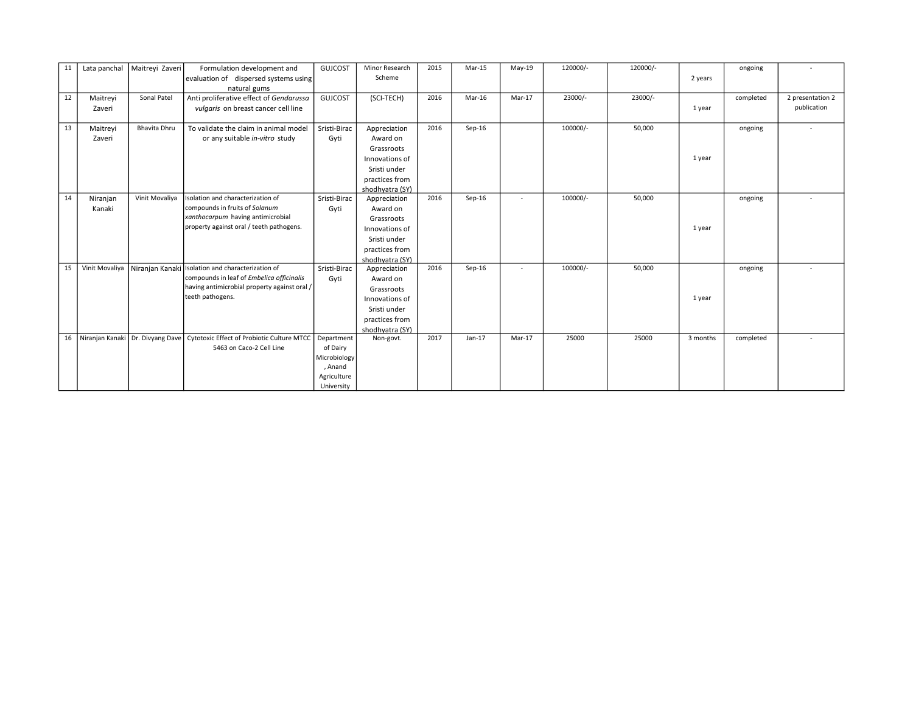| | | | | | | | | | | | | | |
|---|---|---|---|---|---|---|---|---|---|---|---|---|---|
| 11 | Lata panchal | Maitreyi Zaveri | Formulation development and evaluation of dispersed systems using natural gums | GUJCOST | Minor Research Scheme | 2015 | Mar-15 | May-19 | 120000/- | 120000/- | 2 years | ongoing | - |
| 12 | Maitreyi Zaveri | Sonal Patel | Anti proliferative effect of *Gendarussa vulgaris* on breast cancer cell line | GUJCOST | (SCI-TECH) | 2016 | Mar-16 | Mar-17 | 23000/- | 23000/- | 1 year | completed | 2 presentation 2 publication |
| 13 | Maitreyi Zaveri | Bhavita Dhru | To validate the claim in animal model or any suitable *in-vitro* study | Sristi-Birac Gyti | Appreciation Award on Grassroots Innovations of Sristi under practices from shodhyatra (SY) | 2016 | Sep-16 | | 100000/- | 50,000 | 1 year | ongoing | - |
| 14 | Niranjan Kanaki | Vinit Movaliya | Isolation and characterization of compounds in fruits of *Solanum xanthocarpum* having antimicrobial property against oral / teeth pathogens. | Sristi-Birac Gyti | Appreciation Award on Grassroots Innovations of Sristi under practices from shodhyatra (SY) | 2016 | Sep-16 | - | 100000/- | 50,000 | 1 year | ongoing | - |
| 15 | Vinit Movaliya | Niranjan Kanaki | Isolation and characterization of compounds in leaf of *Embelica officinalis* having antimicrobial property against oral / teeth pathogens. | Sristi-Birac Gyti | Appreciation Award on Grassroots Innovations of Sristi under practices from shodhyatra (SY) | 2016 | Sep-16 | - | 100000/- | 50,000 | 1 year | ongoing | - |
| 16 | Niranjan Kanaki | Dr. Divyang Dave | Cytotoxic Effect of Probiotic Culture MTCC 5463 on Caco-2 Cell Line | Department of Dairy Microbiology, Anand Agriculture University | Non-govt. | 2017 | Jan-17 | Mar-17 | 25000 | 25000 | 3 months | completed | - |